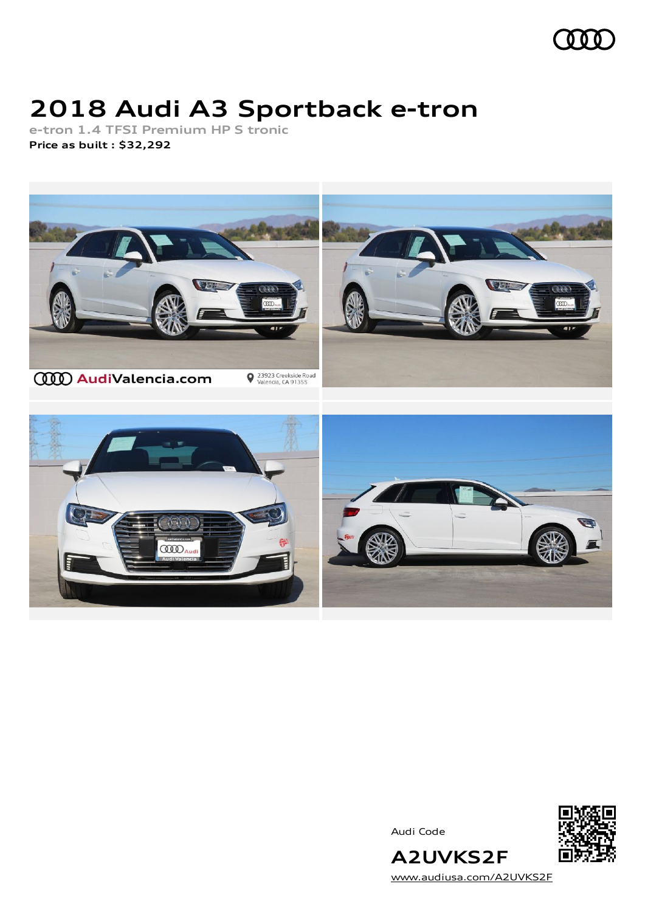# 2018 Audi A3 Sportback e-tron

**e-tron 1.4 TFSI Premium HP S tronic**

**Price as built : $32,292**

Audi Code

**A2UVKS2F**

www.audiusa.com/A2UVKS2F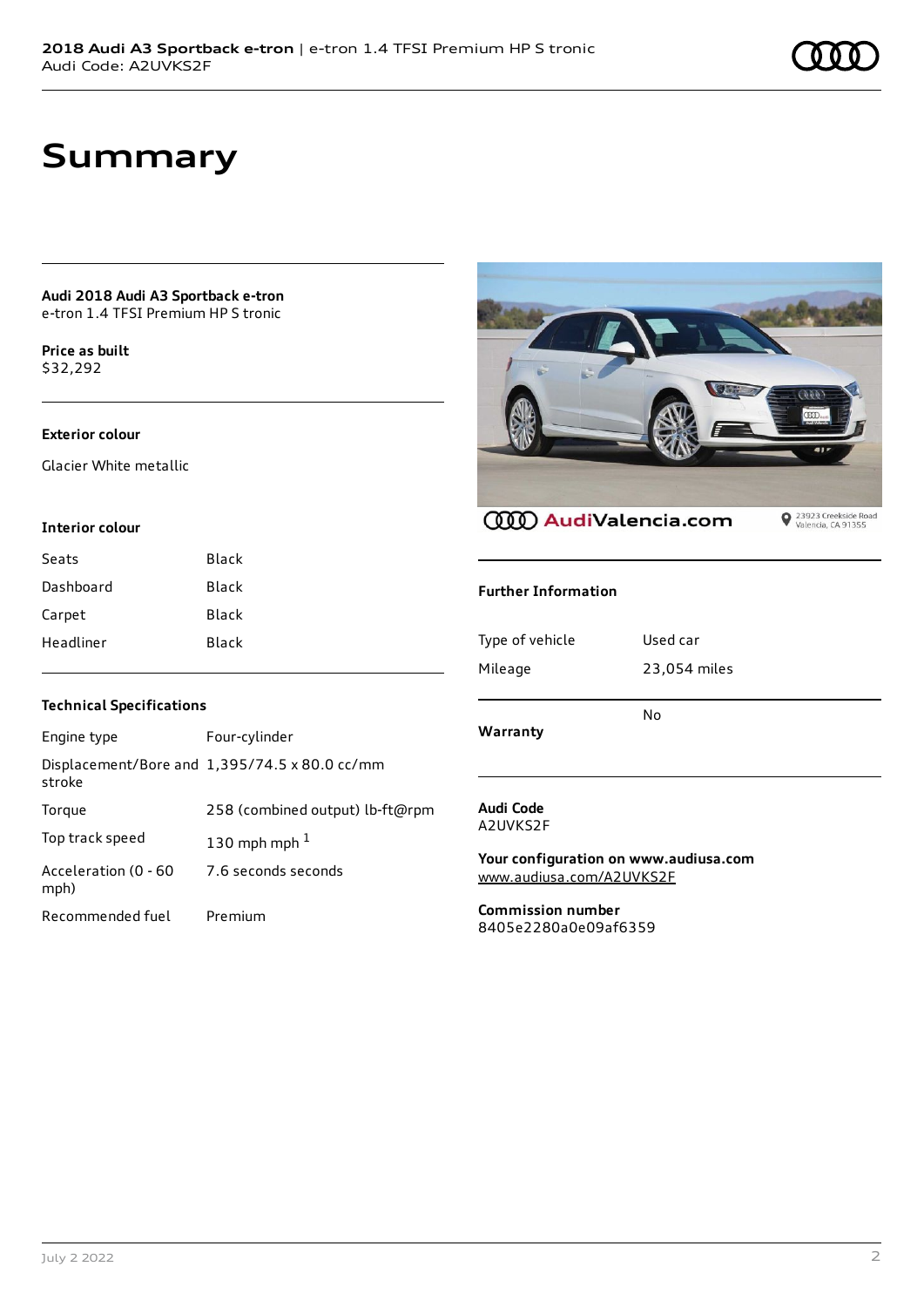# Summary

**Audi 2018 Audi A3 Sportback e-tron**
e-tron 1.4 TFSI Premium HP S tronic

**Price as built**
$32,292

### Exterior colour

Glacier White metallic

### Interior colour

| | |
|---|---|
| Seats | Black |
| Dashboard | Black |
| Carpet | Black |
| Headliner | Black |

### Technical Specifications

| | |
|---|---|
| Engine type | Four-cylinder |
| Displacement/Bore and stroke | 1,395/74.5 x 80.0 cc/mm |
| Torque | 258 (combined output) lb-ft@rpm |
| Top track speed | 130 mph mph [1] |
| Acceleration (0 - 60 mph) | 7.6 seconds seconds |
| Recommended fuel | Premium |

AudiValencia.com
23923 Creekside Road Valencia, CA 91355

### Further Information

| | |
|---|---|
| Type of vehicle | Used car |
| Mileage | 23,054 miles |

| | |
|---|---|
| **Warranty** | No |

**Audi Code**
A2UVKS2F

**Your configuration on www.audiusa.com**
www.audiusa.com/A2UVKS2F

**Commission number**
8405e2280a0e09af6359

July 2 2022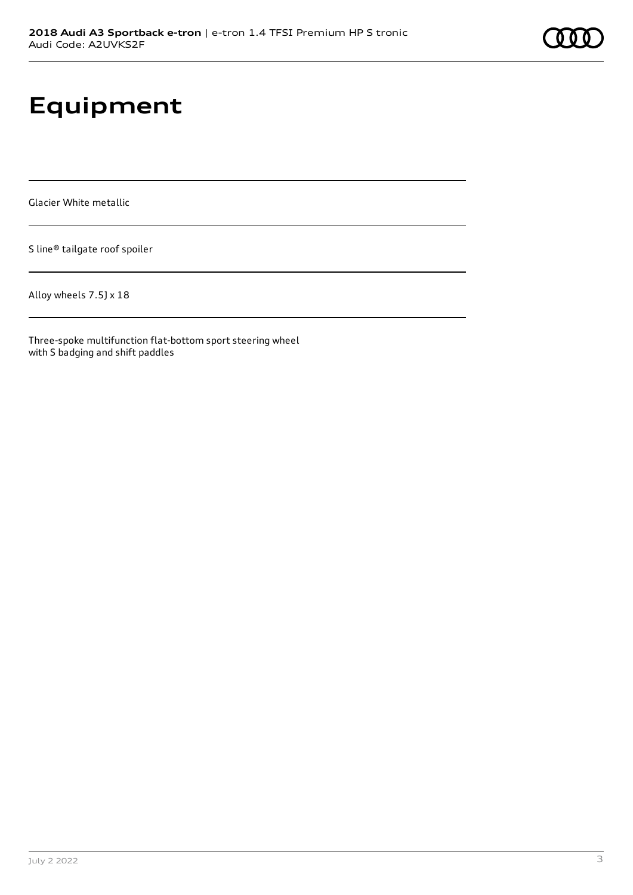# Equipment

Glacier White metallic

S line® tailgate roof spoiler

Alloy wheels 7.5J x 18

Three-spoke multifunction flat-bottom sport steering wheel with S badging and shift paddles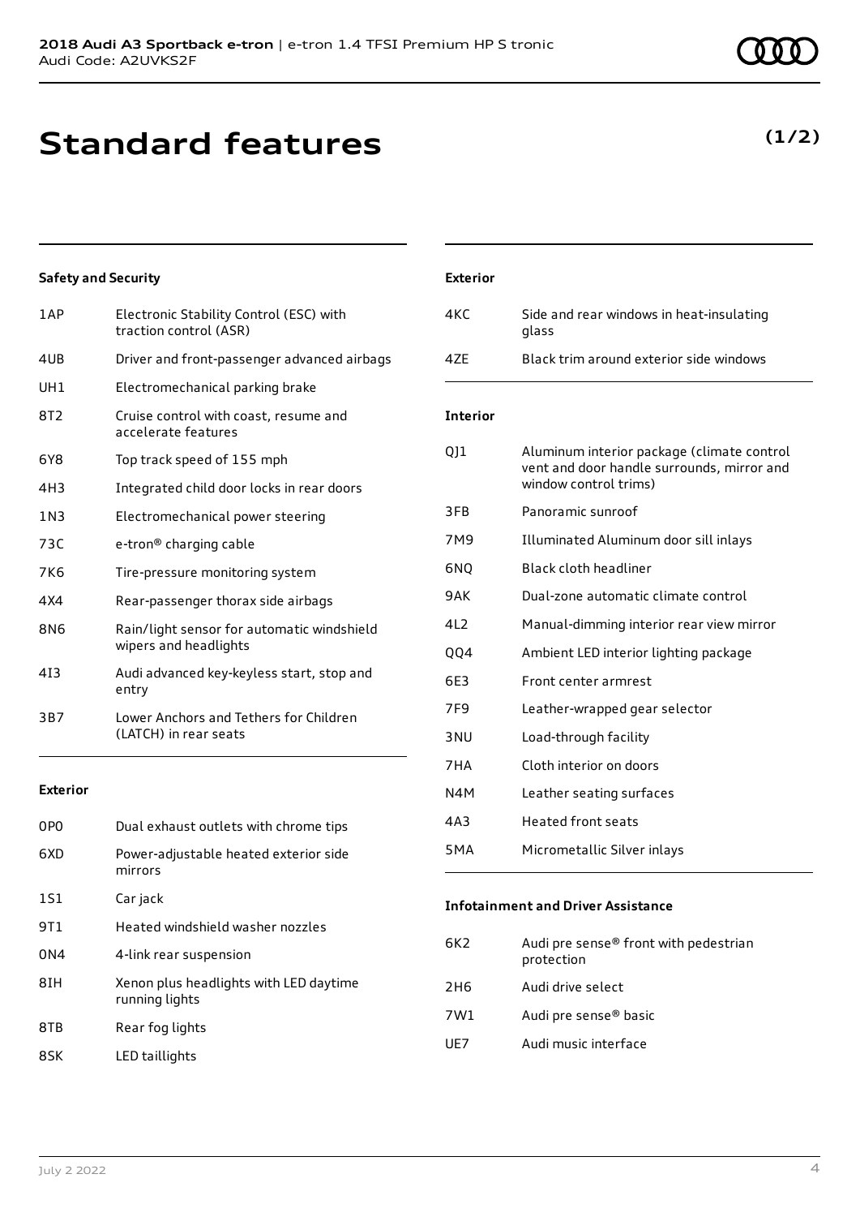2018 Audi A3 Sportback e-tron | e-tron 1.4 TFSI Premium HP S tronic
Audi Code: A2UVKS2F

# Standard features

**(1/2)**

### Safety and Security

| | |
|---|---|
| 1AP | Electronic Stability Control (ESC) with traction control (ASR) |
| 4UB | Driver and front-passenger advanced airbags |
| UH1 | Electromechanical parking brake |
| 8T2 | Cruise control with coast, resume and accelerate features |
| 6Y8 | Top track speed of 155 mph |
| 4H3 | Integrated child door locks in rear doors |
| 1N3 | Electromechanical power steering |
| 73C | e-tron® charging cable |
| 7K6 | Tire-pressure monitoring system |
| 4X4 | Rear-passenger thorax side airbags |
| 8N6 | Rain/light sensor for automatic windshield wipers and headlights |
| 4I3 | Audi advanced key-keyless start, stop and entry |
| 3B7 | Lower Anchors and Tethers for Children (LATCH) in rear seats |

### Exterior

| | |
|---|---|
| 0P0 | Dual exhaust outlets with chrome tips |
| 6XD | Power-adjustable heated exterior side mirrors |
| 1S1 | Car jack |
| 9T1 | Heated windshield washer nozzles |
| 0N4 | 4-link rear suspension |
| 8IH | Xenon plus headlights with LED daytime running lights |
| 8TB | Rear fog lights |
| 8SK | LED taillights |
| 4KC | Side and rear windows in heat-insulating glass |
| 4ZE | Black trim around exterior side windows |

### Interior

| | |
|---|---|
| QJ1 | Aluminum interior package (climate control vent and door handle surrounds, mirror and window control trims) |
| 3FB | Panoramic sunroof |
| 7M9 | Illuminated Aluminum door sill inlays |
| 6NQ | Black cloth headliner |
| 9AK | Dual-zone automatic climate control |
| 4L2 | Manual-dimming interior rear view mirror |
| QQ4 | Ambient LED interior lighting package |
| 6E3 | Front center armrest |
| 7F9 | Leather-wrapped gear selector |
| 3NU | Load-through facility |
| 7HA | Cloth interior on doors |
| N4M | Leather seating surfaces |
| 4A3 | Heated front seats |
| 5MA | Micrometallic Silver inlays |

### Infotainment and Driver Assistance

| | |
|---|---|
| 6K2 | Audi pre sense® front with pedestrian protection |
| 2H6 | Audi drive select |
| 7W1 | Audi pre sense® basic |
| UE7 | Audi music interface |

July 2 2022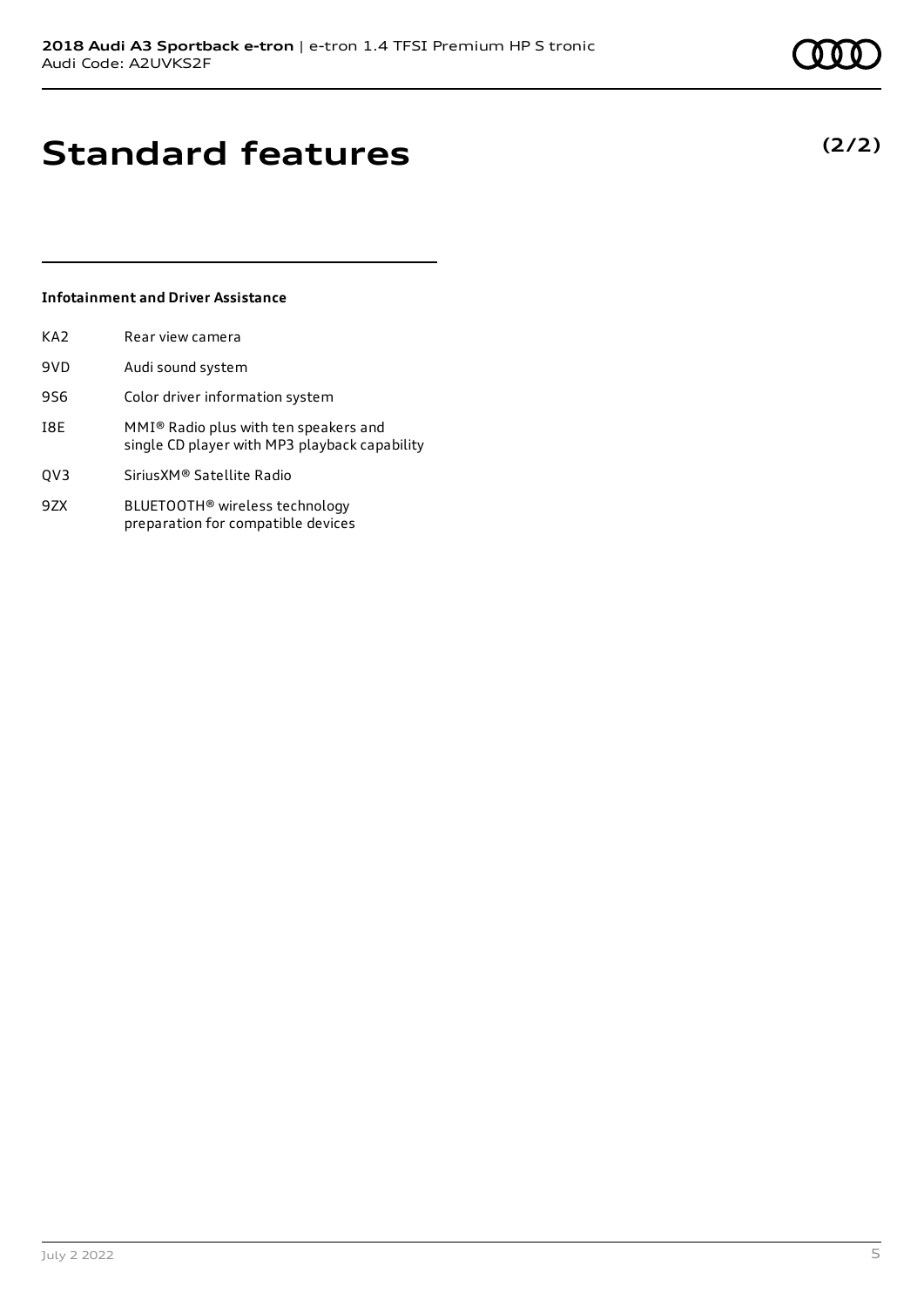# Standard features

**(2/2)**

### Infotainment and Driver Assistance

| | |
|---|---|
| KA2 | Rear view camera |
| 9VD | Audi sound system |
| 9S6 | Color driver information system |
| I8E | MMI® Radio plus with ten speakers and single CD player with MP3 playback capability |
| QV3 | SiriusXM® Satellite Radio |
| 9ZX | BLUETOOTH® wireless technology preparation for compatible devices |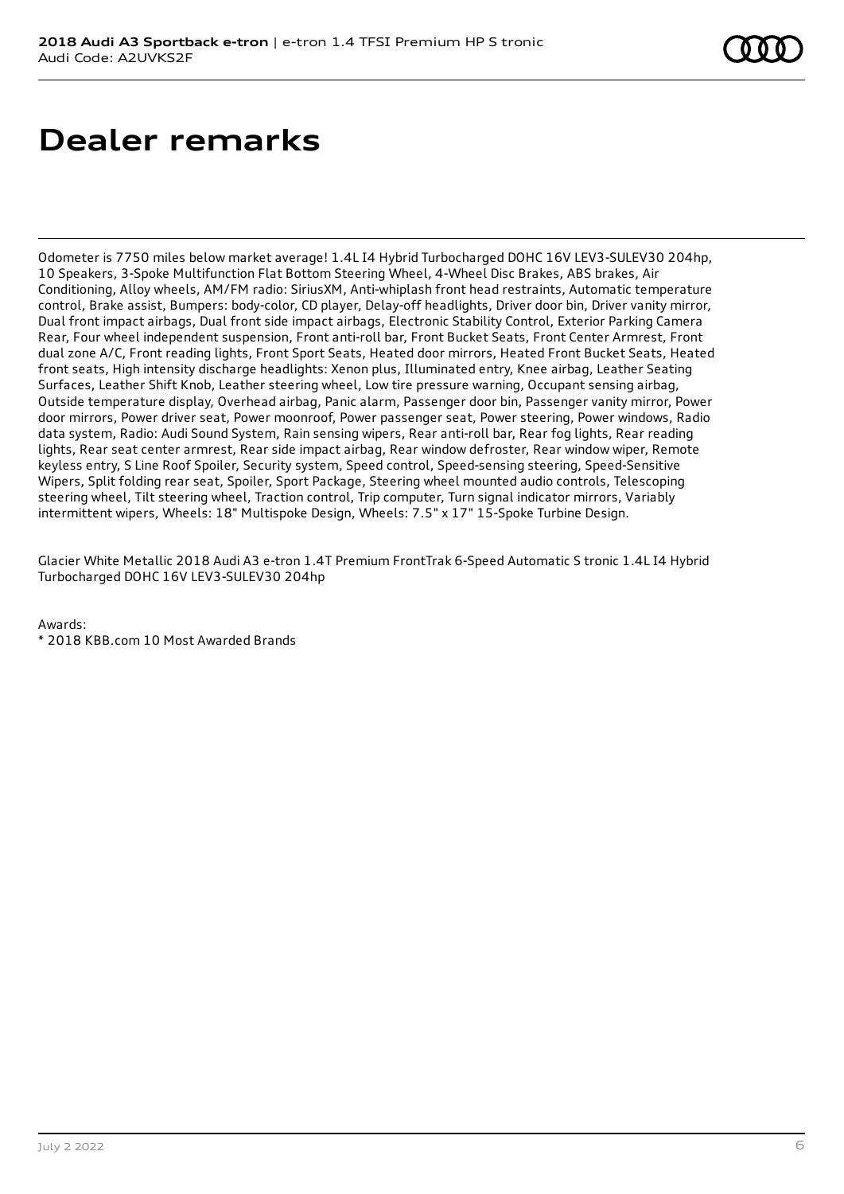# Dealer remarks

Odometer is 7750 miles below market average! 1.4L I4 Hybrid Turbocharged DOHC 16V LEV3-SULEV30 204hp, 10 Speakers, 3-Spoke Multifunction Flat Bottom Steering Wheel, 4-Wheel Disc Brakes, ABS brakes, Air Conditioning, Alloy wheels, AM/FM radio: SiriusXM, Anti-whiplash front head restraints, Automatic temperature control, Brake assist, Bumpers: body-color, CD player, Delay-off headlights, Driver door bin, Driver vanity mirror, Dual front impact airbags, Dual front side impact airbags, Electronic Stability Control, Exterior Parking Camera Rear, Four wheel independent suspension, Front anti-roll bar, Front Bucket Seats, Front Center Armrest, Front dual zone A/C, Front reading lights, Front Sport Seats, Heated door mirrors, Heated Front Bucket Seats, Heated front seats, High intensity discharge headlights: Xenon plus, Illuminated entry, Knee airbag, Leather Seating Surfaces, Leather Shift Knob, Leather steering wheel, Low tire pressure warning, Occupant sensing airbag, Outside temperature display, Overhead airbag, Panic alarm, Passenger door bin, Passenger vanity mirror, Power door mirrors, Power driver seat, Power moonroof, Power passenger seat, Power steering, Power windows, Radio data system, Radio: Audi Sound System, Rain sensing wipers, Rear anti-roll bar, Rear fog lights, Rear reading lights, Rear seat center armrest, Rear side impact airbag, Rear window defroster, Rear window wiper, Remote keyless entry, S Line Roof Spoiler, Security system, Speed control, Speed-sensing steering, Speed-Sensitive Wipers, Split folding rear seat, Spoiler, Sport Package, Steering wheel mounted audio controls, Telescoping steering wheel, Tilt steering wheel, Traction control, Trip computer, Turn signal indicator mirrors, Variably intermittent wipers, Wheels: 18" Multispoke Design, Wheels: 7.5" x 17" 15-Spoke Turbine Design.

Glacier White Metallic 2018 Audi A3 e-tron 1.4T Premium FrontTrak 6-Speed Automatic S tronic 1.4L I4 Hybrid Turbocharged DOHC 16V LEV3-SULEV30 204hp

Awards:
* 2018 KBB.com 10 Most Awarded Brands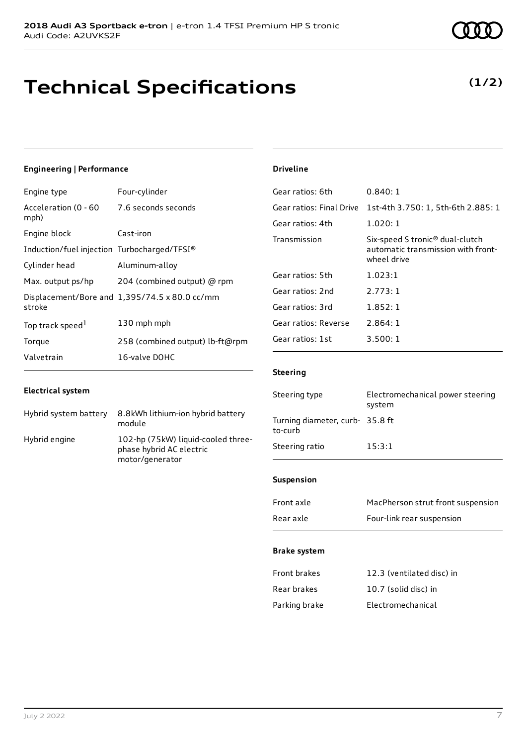# Technical Specifications

**(1/2)**

## Engineering | Performance

| | |
|---|---|
| Engine type | Four-cylinder |
| Acceleration (0 - 60 mph) | 7.6 seconds seconds |
| Engine block | Cast-iron |
| Induction/fuel injection | Turbocharged/TFSI® |
| Cylinder head | Aluminum-alloy |
| Max. output ps/hp | 204 (combined output) @ rpm |
| Displacement/Bore and stroke | 1,395/74.5 x 80.0 cc/mm |
| Top track speed[1] | 130 mph mph |
| Torque | 258 (combined output) lb-ft@rpm |
| Valvetrain | 16-valve DOHC |

## Electrical system

| | |
|---|---|
| Hybrid system battery | 8.8kWh lithium-ion hybrid battery module |
| Hybrid engine | 102-hp (75kW) liquid-cooled three-phase hybrid AC electric motor/generator |

## Driveline

| | |
|---|---|
| Gear ratios: 6th | 0.840: 1 |
| Gear ratios: Final Drive | 1st-4th 3.750: 1, 5th-6th 2.885: 1 |
| Gear ratios: 4th | 1.020: 1 |
| Transmission | Six-speed S tronic® dual-clutch automatic transmission with front-wheel drive |
| Gear ratios: 5th | 1.023:1 |
| Gear ratios: 2nd | 2.773: 1 |
| Gear ratios: 3rd | 1.852: 1 |
| Gear ratios: Reverse | 2.864: 1 |
| Gear ratios: 1st | 3.500: 1 |

## Steering

| | |
|---|---|
| Steering type | Electromechanical power steering system |
| Turning diameter, curb-to-curb | 35.8 ft |
| Steering ratio | 15:3:1 |

## Suspension

| | |
|---|---|
| Front axle | MacPherson strut front suspension |
| Rear axle | Four-link rear suspension |

## Brake system

| | |
|---|---|
| Front brakes | 12.3 (ventilated disc) in |
| Rear brakes | 10.7 (solid disc) in |
| Parking brake | Electromechanical |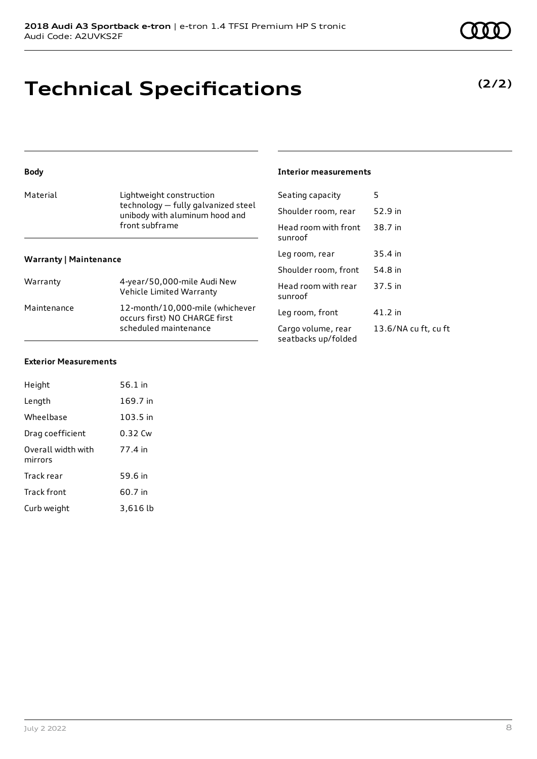# Technical Specifications

**(2/2)**

### Body

| | |
|---|---|
| Material | Lightweight construction technology — fully galvanized steel unibody with aluminum hood and front subframe |

### Warranty | Maintenance

| | |
|---|---|
| Warranty | 4-year/50,000-mile Audi New Vehicle Limited Warranty |
| Maintenance | 12-month/10,000-mile (whichever occurs first) NO CHARGE first scheduled maintenance |

### Interior measurements

| | |
|---|---|
| Seating capacity | 5 |
| Shoulder room, rear | 52.9 in |
| Head room with front sunroof | 38.7 in |
| Leg room, rear | 35.4 in |
| Shoulder room, front | 54.8 in |
| Head room with rear sunroof | 37.5 in |
| Leg room, front | 41.2 in |
| Cargo volume, rear seatbacks up/folded | 13.6/NA cu ft, cu ft |

### Exterior Measurements

| | |
|---|---|
| Height | 56.1 in |
| Length | 169.7 in |
| Wheelbase | 103.5 in |
| Drag coefficient | 0.32 Cw |
| Overall width with mirrors | 77.4 in |
| Track rear | 59.6 in |
| Track front | 60.7 in |
| Curb weight | 3,616 lb |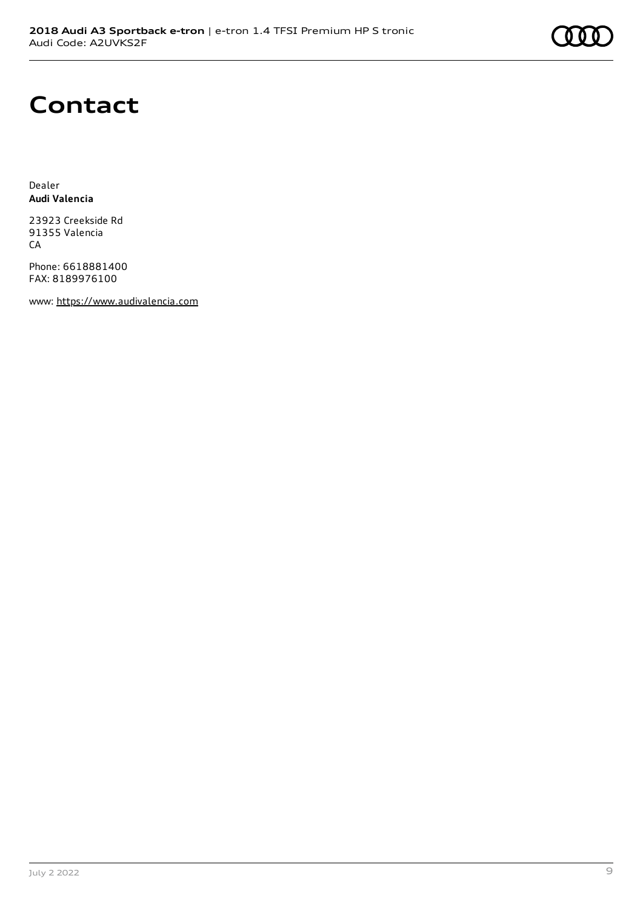# Contact

Dealer
**Audi Valencia**

23923 Creekside Rd
91355 Valencia
CA

Phone: 6618881400
FAX: 8189976100

www: https://www.audivalencia.com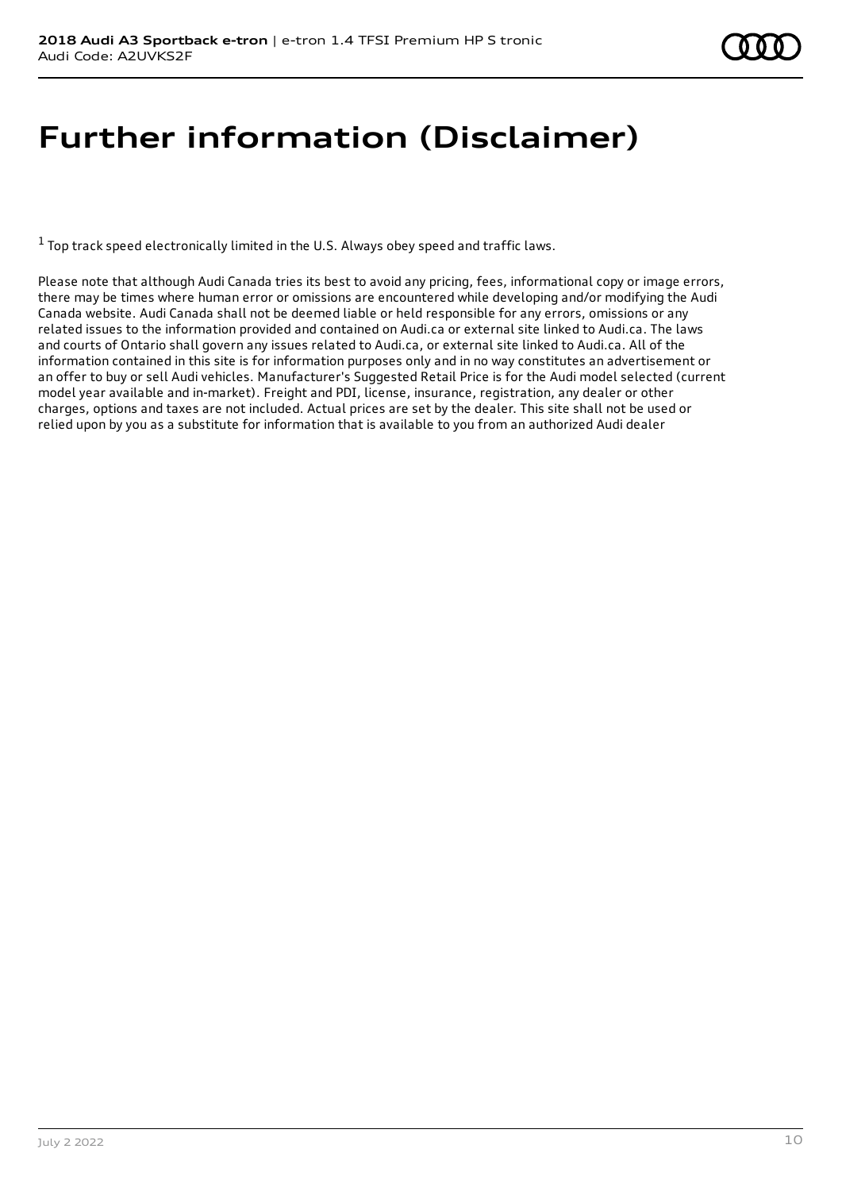# Further information (Disclaimer)

[1] Top track speed electronically limited in the U.S. Always obey speed and traffic laws.

Please note that although Audi Canada tries its best to avoid any pricing, fees, informational copy or image errors, there may be times where human error or omissions are encountered while developing and/or modifying the Audi Canada website. Audi Canada shall not be deemed liable or held responsible for any errors, omissions or any related issues to the information provided and contained on Audi.ca or external site linked to Audi.ca. The laws and courts of Ontario shall govern any issues related to Audi.ca, or external site linked to Audi.ca. All of the information contained in this site is for information purposes only and in no way constitutes an advertisement or an offer to buy or sell Audi vehicles. Manufacturer's Suggested Retail Price is for the Audi model selected (current model year available and in-market). Freight and PDI, license, insurance, registration, any dealer or other charges, options and taxes are not included. Actual prices are set by the dealer. This site shall not be used or relied upon by you as a substitute for information that is available to you from an authorized Audi dealer